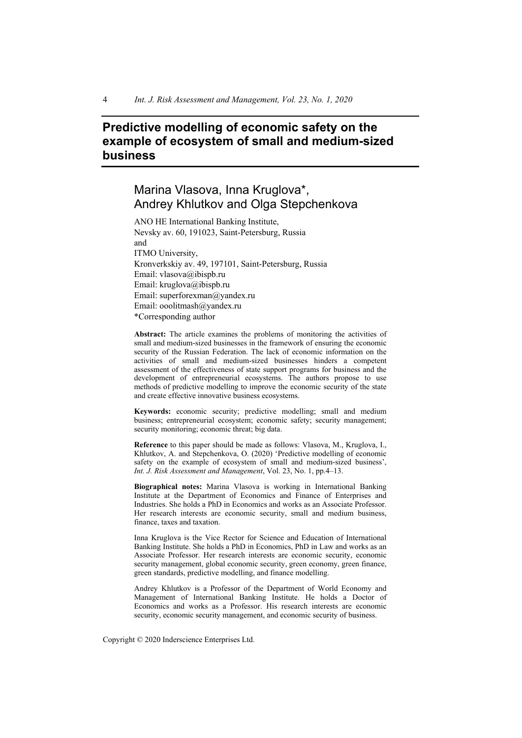# Predictive modelling of economic safety on the example of ecosystem of small and medium-sized business

## Marina Vlasova, Inna Kruglova*, Andrey Khlutkov and Olga Stepchenkova

ANO HE International Banking Institute,
Nevsky av. 60, 191023, Saint-Petersburg, Russia
and
ITMO University,
Kronverkskiy av. 49, 197101, Saint-Petersburg, Russia
Email: vlasova@ibispb.ru
Email: kruglova@ibispb.ru
Email: superforexman@yandex.ru
Email: ooolitmash@yandex.ru
*Corresponding author

**Abstract:** The article examines the problems of monitoring the activities of small and medium-sized businesses in the framework of ensuring the economic security of the Russian Federation. The lack of economic information on the activities of small and medium-sized businesses hinders a competent assessment of the effectiveness of state support programs for business and the development of entrepreneurial ecosystems. The authors propose to use methods of predictive modelling to improve the economic security of the state and create effective innovative business ecosystems.

**Keywords:** economic security; predictive modelling; small and medium business; entrepreneurial ecosystem; economic safety; security management; security monitoring; economic threat; big data.

**Reference** to this paper should be made as follows: Vlasova, M., Kruglova, I., Khlutkov, A. and Stepchenkova, O. (2020) 'Predictive modelling of economic safety on the example of ecosystem of small and medium-sized business', *Int. J. Risk Assessment and Management*, Vol. 23, No. 1, pp.4–13.

**Biographical notes:** Marina Vlasova is working in International Banking Institute at the Department of Economics and Finance of Enterprises and Industries. She holds a PhD in Economics and works as an Associate Professor. Her research interests are economic security, small and medium business, finance, taxes and taxation.

Inna Kruglova is the Vice Rector for Science and Education of International Banking Institute. She holds a PhD in Economics, PhD in Law and works as an Associate Professor. Her research interests are economic security, economic security management, global economic security, green economy, green finance, green standards, predictive modelling, and finance modelling.

Andrey Khlutkov is a Professor of the Department of World Economy and Management of International Banking Institute. He holds a Doctor of Economics and works as a Professor. His research interests are economic security, economic security management, and economic security of business.

Copyright © 2020 Inderscience Enterprises Ltd.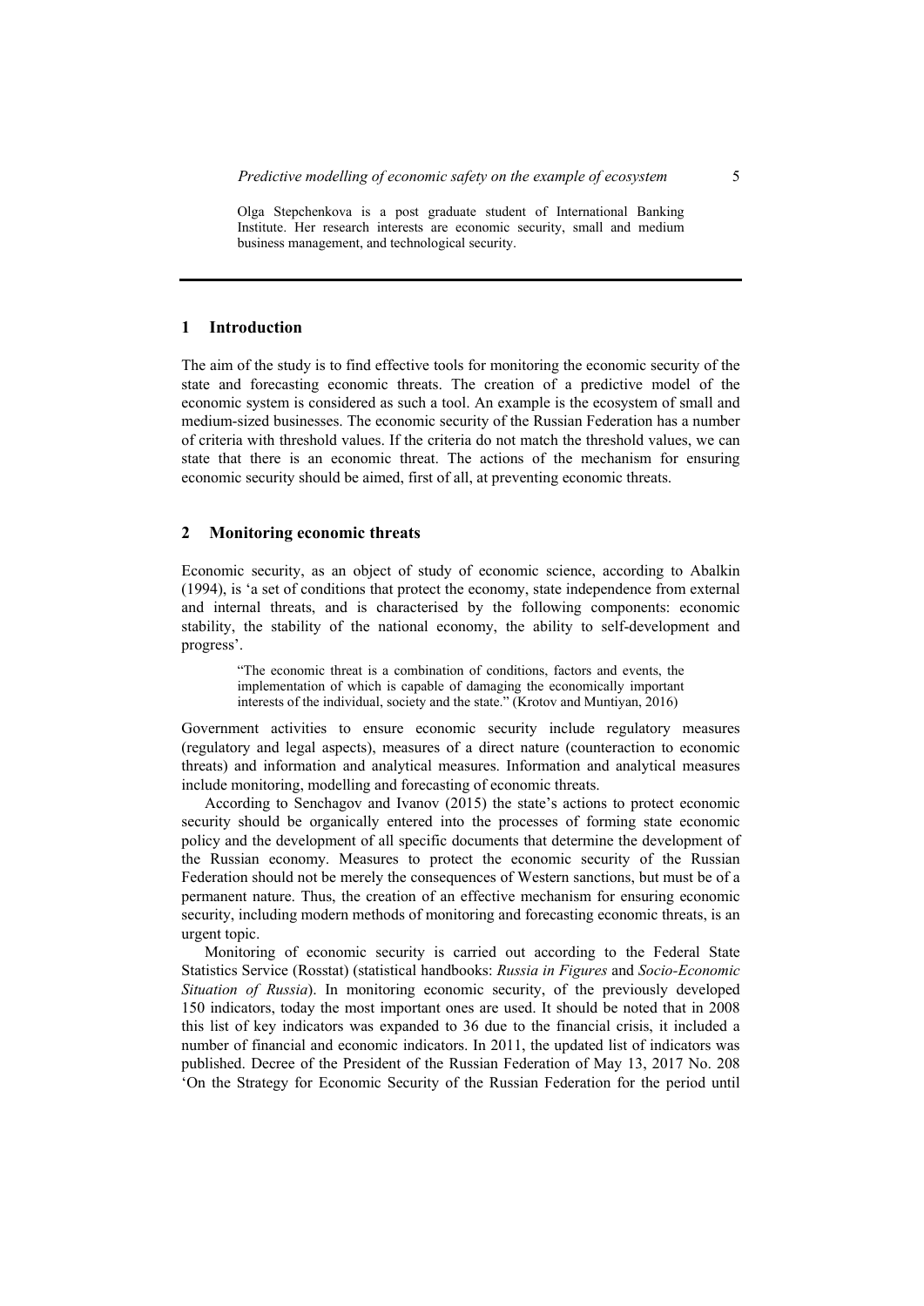Olga Stepchenkova is a post graduate student of International Banking Institute. Her research interests are economic security, small and medium business management, and technological security.

## 1 Introduction

The aim of the study is to find effective tools for monitoring the economic security of the state and forecasting economic threats. The creation of a predictive model of the economic system is considered as such a tool. An example is the ecosystem of small and medium-sized businesses. The economic security of the Russian Federation has a number of criteria with threshold values. If the criteria do not match the threshold values, we can state that there is an economic threat. The actions of the mechanism for ensuring economic security should be aimed, first of all, at preventing economic threats.

## 2 Monitoring economic threats

Economic security, as an object of study of economic science, according to Abalkin (1994), is 'a set of conditions that protect the economy, state independence from external and internal threats, and is characterised by the following components: economic stability, the stability of the national economy, the ability to self-development and progress'.

> "The economic threat is a combination of conditions, factors and events, the implementation of which is capable of damaging the economically important interests of the individual, society and the state." (Krotov and Muntiyan, 2016)

Government activities to ensure economic security include regulatory measures (regulatory and legal aspects), measures of a direct nature (counteraction to economic threats) and information and analytical measures. Information and analytical measures include monitoring, modelling and forecasting of economic threats.

According to Senchagov and Ivanov (2015) the state's actions to protect economic security should be organically entered into the processes of forming state economic policy and the development of all specific documents that determine the development of the Russian economy. Measures to protect the economic security of the Russian Federation should not be merely the consequences of Western sanctions, but must be of a permanent nature. Thus, the creation of an effective mechanism for ensuring economic security, including modern methods of monitoring and forecasting economic threats, is an urgent topic.

Monitoring of economic security is carried out according to the Federal State Statistics Service (Rosstat) (statistical handbooks: *Russia in Figures* and *Socio-Economic Situation of Russia*). In monitoring economic security, of the previously developed 150 indicators, today the most important ones are used. It should be noted that in 2008 this list of key indicators was expanded to 36 due to the financial crisis, it included a number of financial and economic indicators. In 2011, the updated list of indicators was published. Decree of the President of the Russian Federation of May 13, 2017 No. 208 'On the Strategy for Economic Security of the Russian Federation for the period until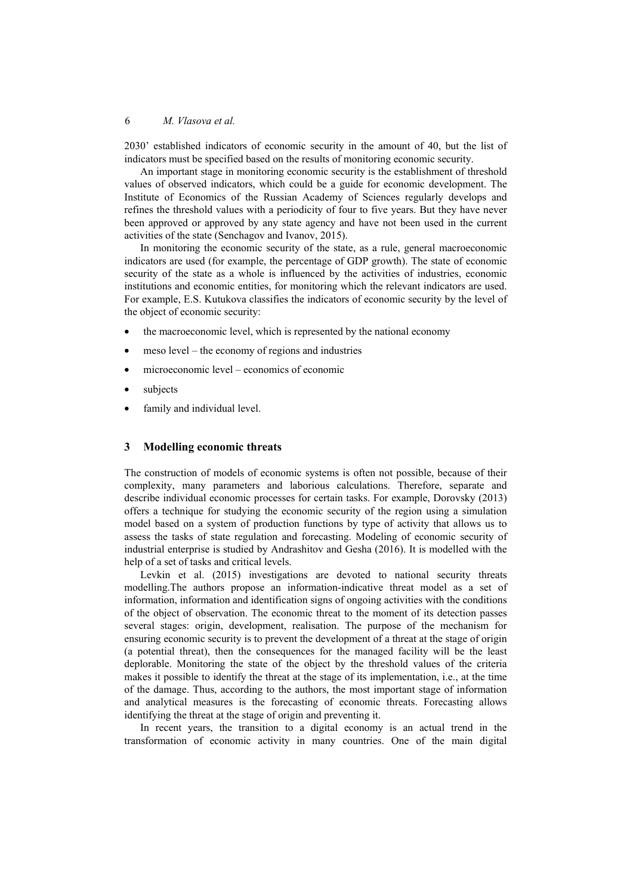2030' established indicators of economic security in the amount of 40, but the list of indicators must be specified based on the results of monitoring economic security.

An important stage in monitoring economic security is the establishment of threshold values of observed indicators, which could be a guide for economic development. The Institute of Economics of the Russian Academy of Sciences regularly develops and refines the threshold values with a periodicity of four to five years. But they have never been approved or approved by any state agency and have not been used in the current activities of the state (Senchagov and Ivanov, 2015).

In monitoring the economic security of the state, as a rule, general macroeconomic indicators are used (for example, the percentage of GDP growth). The state of economic security of the state as a whole is influenced by the activities of industries, economic institutions and economic entities, for monitoring which the relevant indicators are used. For example, E.S. Kutukova classifies the indicators of economic security by the level of the object of economic security:

- the macroeconomic level, which is represented by the national economy
- meso level – the economy of regions and industries
- microeconomic level – economics of economic
- subjects
- family and individual level.

## 3 Modelling economic threats

The construction of models of economic systems is often not possible, because of their complexity, many parameters and laborious calculations. Therefore, separate and describe individual economic processes for certain tasks. For example, Dorovsky (2013) offers a technique for studying the economic security of the region using a simulation model based on a system of production functions by type of activity that allows us to assess the tasks of state regulation and forecasting. Modeling of economic security of industrial enterprise is studied by Andrashitov and Gesha (2016). It is modelled with the help of a set of tasks and critical levels.

Levkin et al. (2015) investigations are devoted to national security threats modelling.The authors propose an information-indicative threat model as a set of information, information and identification signs of ongoing activities with the conditions of the object of observation. The economic threat to the moment of its detection passes several stages: origin, development, realisation. The purpose of the mechanism for ensuring economic security is to prevent the development of a threat at the stage of origin (a potential threat), then the consequences for the managed facility will be the least deplorable. Monitoring the state of the object by the threshold values of the criteria makes it possible to identify the threat at the stage of its implementation, i.e., at the time of the damage. Thus, according to the authors, the most important stage of information and analytical measures is the forecasting of economic threats. Forecasting allows identifying the threat at the stage of origin and preventing it.

In recent years, the transition to a digital economy is an actual trend in the transformation of economic activity in many countries. One of the main digital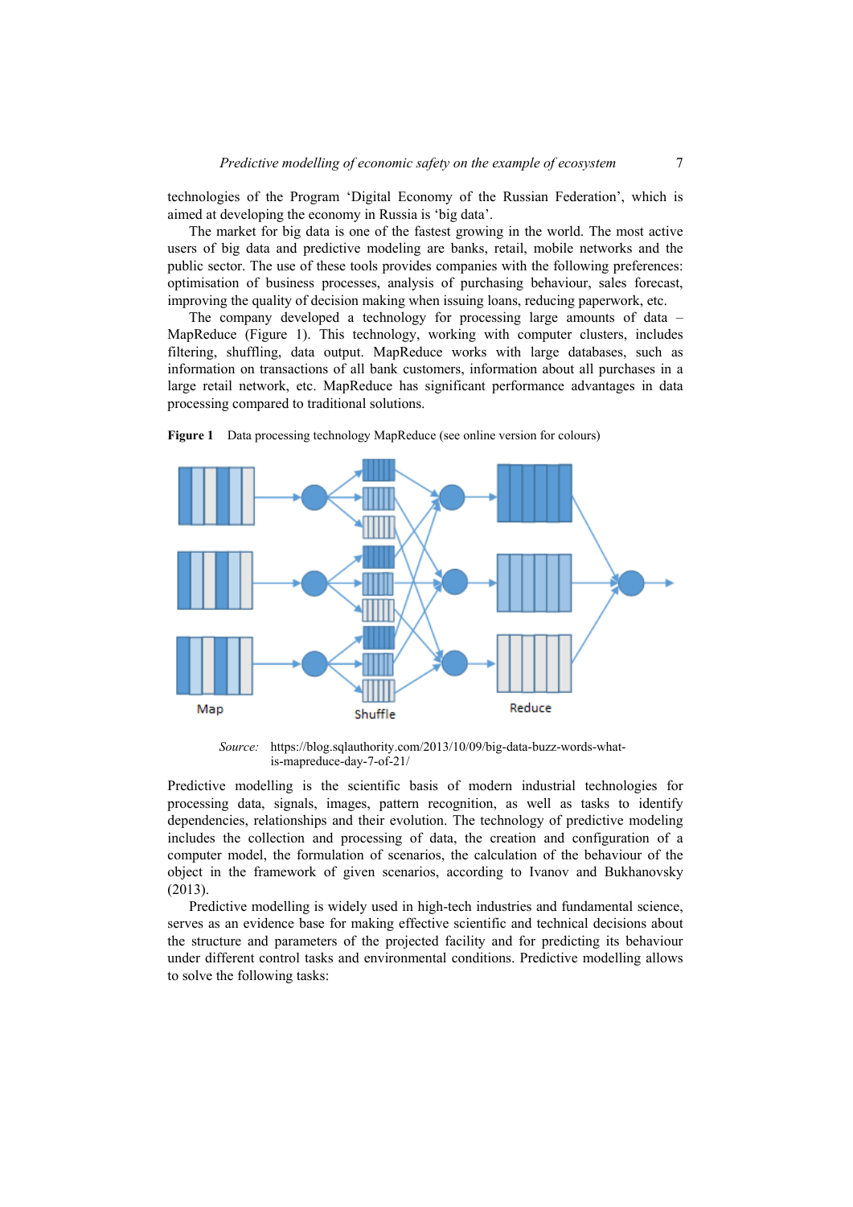technologies of the Program 'Digital Economy of the Russian Federation', which is aimed at developing the economy in Russia is 'big data'.

The market for big data is one of the fastest growing in the world. The most active users of big data and predictive modeling are banks, retail, mobile networks and the public sector. The use of these tools provides companies with the following preferences: optimisation of business processes, analysis of purchasing behaviour, sales forecast, improving the quality of decision making when issuing loans, reducing paperwork, etc.

The company developed a technology for processing large amounts of data – MapReduce (Figure 1). This technology, working with computer clusters, includes filtering, shuffling, data output. MapReduce works with large databases, such as information on transactions of all bank customers, information about all purchases in a large retail network, etc. MapReduce has significant performance advantages in data processing compared to traditional solutions.

**Figure 1** Data processing technology MapReduce (see online version for colours)

*Source:* https://blog.sqlauthority.com/2013/10/09/big-data-buzz-words-what-is-mapreduce-day-7-of-21/

Predictive modelling is the scientific basis of modern industrial technologies for processing data, signals, images, pattern recognition, as well as tasks to identify dependencies, relationships and their evolution. The technology of predictive modeling includes the collection and processing of data, the creation and configuration of a computer model, the formulation of scenarios, the calculation of the behaviour of the object in the framework of given scenarios, according to Ivanov and Bukhanovsky (2013).

Predictive modelling is widely used in high-tech industries and fundamental science, serves as an evidence base for making effective scientific and technical decisions about the structure and parameters of the projected facility and for predicting its behaviour under different control tasks and environmental conditions. Predictive modelling allows to solve the following tasks: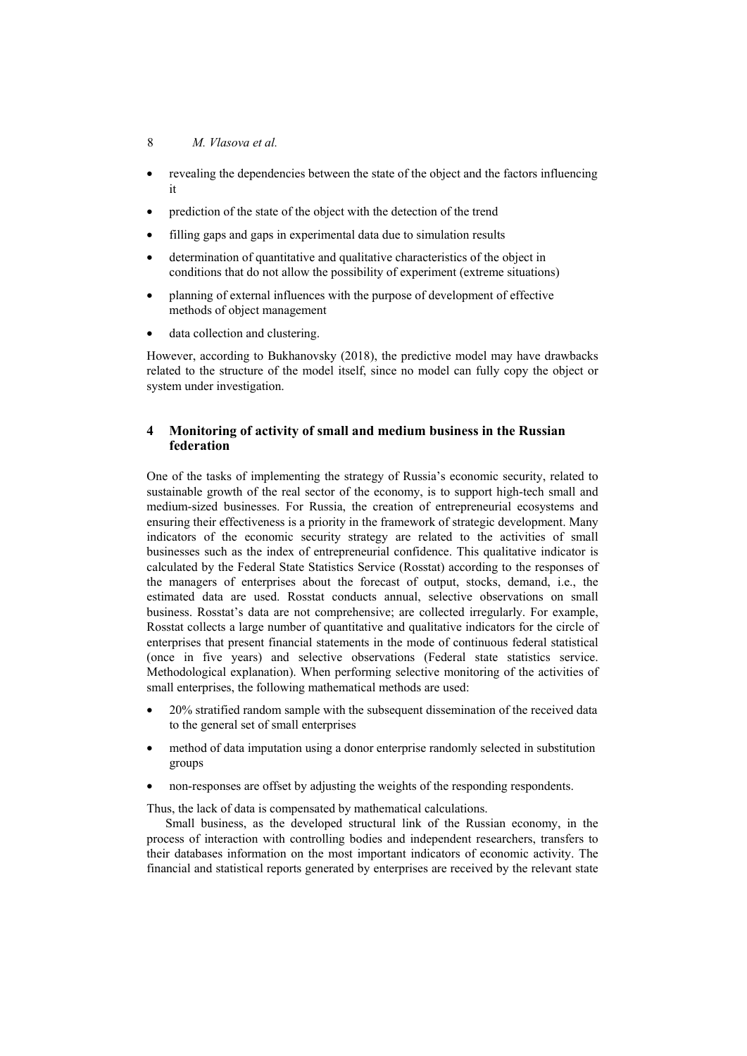- revealing the dependencies between the state of the object and the factors influencing it
- prediction of the state of the object with the detection of the trend
- filling gaps and gaps in experimental data due to simulation results
- determination of quantitative and qualitative characteristics of the object in conditions that do not allow the possibility of experiment (extreme situations)
- planning of external influences with the purpose of development of effective methods of object management
- data collection and clustering.

However, according to Bukhanovsky (2018), the predictive model may have drawbacks related to the structure of the model itself, since no model can fully copy the object or system under investigation.

## 4 Monitoring of activity of small and medium business in the Russian federation

One of the tasks of implementing the strategy of Russia's economic security, related to sustainable growth of the real sector of the economy, is to support high-tech small and medium-sized businesses. For Russia, the creation of entrepreneurial ecosystems and ensuring their effectiveness is a priority in the framework of strategic development. Many indicators of the economic security strategy are related to the activities of small businesses such as the index of entrepreneurial confidence. This qualitative indicator is calculated by the Federal State Statistics Service (Rosstat) according to the responses of the managers of enterprises about the forecast of output, stocks, demand, i.e., the estimated data are used. Rosstat conducts annual, selective observations on small business. Rosstat's data are not comprehensive; are collected irregularly. For example, Rosstat collects a large number of quantitative and qualitative indicators for the circle of enterprises that present financial statements in the mode of continuous federal statistical (once in five years) and selective observations (Federal state statistics service. Methodological explanation). When performing selective monitoring of the activities of small enterprises, the following mathematical methods are used:

- 20% stratified random sample with the subsequent dissemination of the received data to the general set of small enterprises
- method of data imputation using a donor enterprise randomly selected in substitution groups
- non-responses are offset by adjusting the weights of the responding respondents.

Thus, the lack of data is compensated by mathematical calculations.

Small business, as the developed structural link of the Russian economy, in the process of interaction with controlling bodies and independent researchers, transfers to their databases information on the most important indicators of economic activity. The financial and statistical reports generated by enterprises are received by the relevant state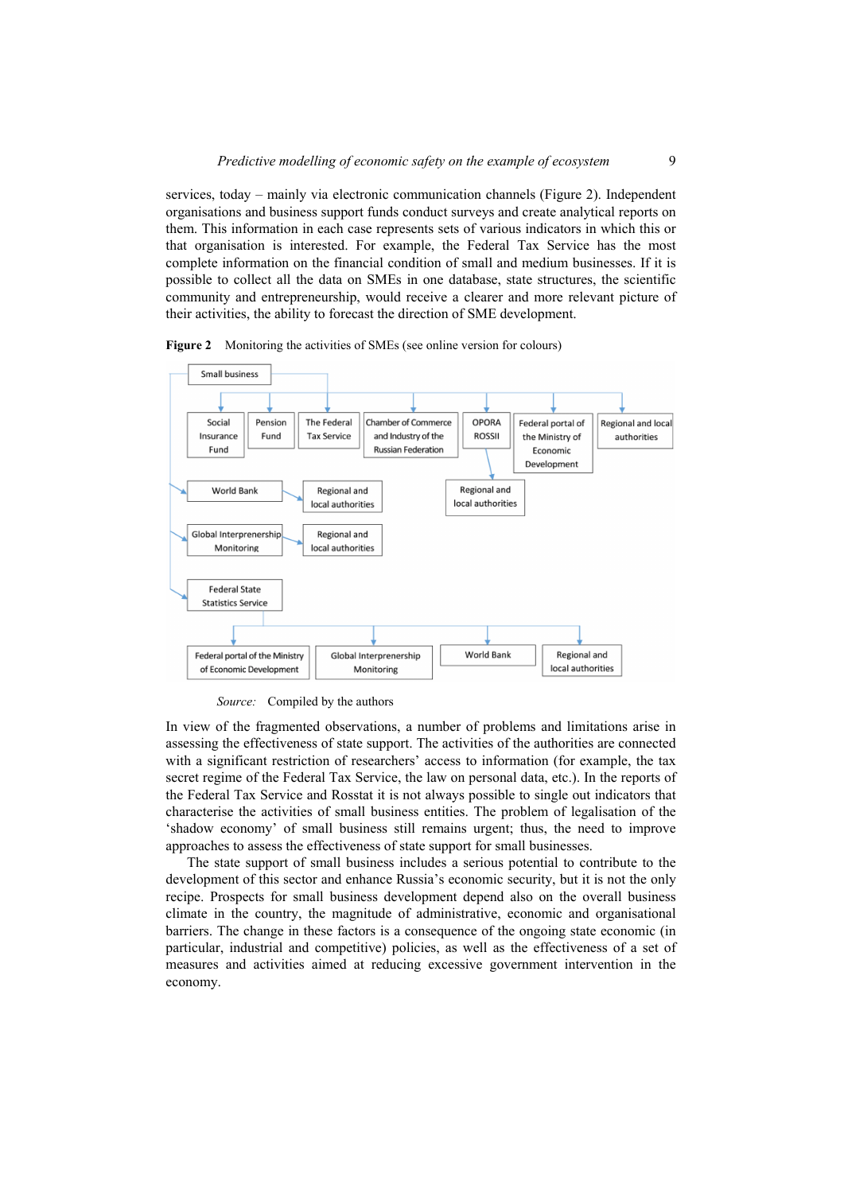services, today – mainly via electronic communication channels (Figure 2). Independent organisations and business support funds conduct surveys and create analytical reports on them. This information in each case represents sets of various indicators in which this or that organisation is interested. For example, the Federal Tax Service has the most complete information on the financial condition of small and medium businesses. If it is possible to collect all the data on SMEs in one database, state structures, the scientific community and entrepreneurship, would receive a clearer and more relevant picture of their activities, the ability to forecast the direction of SME development.

**Figure 2** Monitoring the activities of SMEs (see online version for colours)

*Source:* Compiled by the authors

In view of the fragmented observations, a number of problems and limitations arise in assessing the effectiveness of state support. The activities of the authorities are connected with a significant restriction of researchers' access to information (for example, the tax secret regime of the Federal Tax Service, the law on personal data, etc.). In the reports of the Federal Tax Service and Rosstat it is not always possible to single out indicators that characterise the activities of small business entities. The problem of legalisation of the 'shadow economy' of small business still remains urgent; thus, the need to improve approaches to assess the effectiveness of state support for small businesses.

The state support of small business includes a serious potential to contribute to the development of this sector and enhance Russia's economic security, but it is not the only recipe. Prospects for small business development depend also on the overall business climate in the country, the magnitude of administrative, economic and organisational barriers. The change in these factors is a consequence of the ongoing state economic (in particular, industrial and competitive) policies, as well as the effectiveness of a set of measures and activities aimed at reducing excessive government intervention in the economy.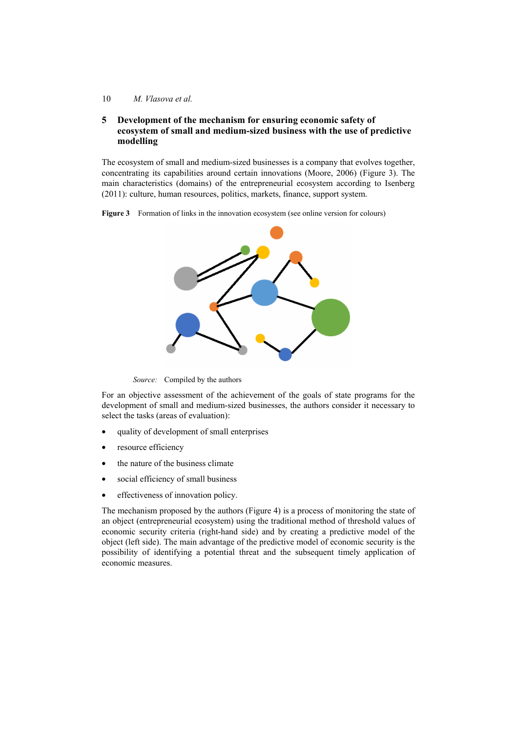## 5 Development of the mechanism for ensuring economic safety of ecosystem of small and medium-sized business with the use of predictive modelling

The ecosystem of small and medium-sized businesses is a company that evolves together, concentrating its capabilities around certain innovations (Moore, 2006) (Figure 3). The main characteristics (domains) of the entrepreneurial ecosystem according to Isenberg (2011): culture, human resources, politics, markets, finance, support system.

**Figure 3** Formation of links in the innovation ecosystem (see online version for colours)

*Source:* Compiled by the authors

For an objective assessment of the achievement of the goals of state programs for the development of small and medium-sized businesses, the authors consider it necessary to select the tasks (areas of evaluation):

- quality of development of small enterprises
- resource efficiency
- the nature of the business climate
- social efficiency of small business
- effectiveness of innovation policy.

The mechanism proposed by the authors (Figure 4) is a process of monitoring the state of an object (entrepreneurial ecosystem) using the traditional method of threshold values of economic security criteria (right-hand side) and by creating a predictive model of the object (left side). The main advantage of the predictive model of economic security is the possibility of identifying a potential threat and the subsequent timely application of economic measures.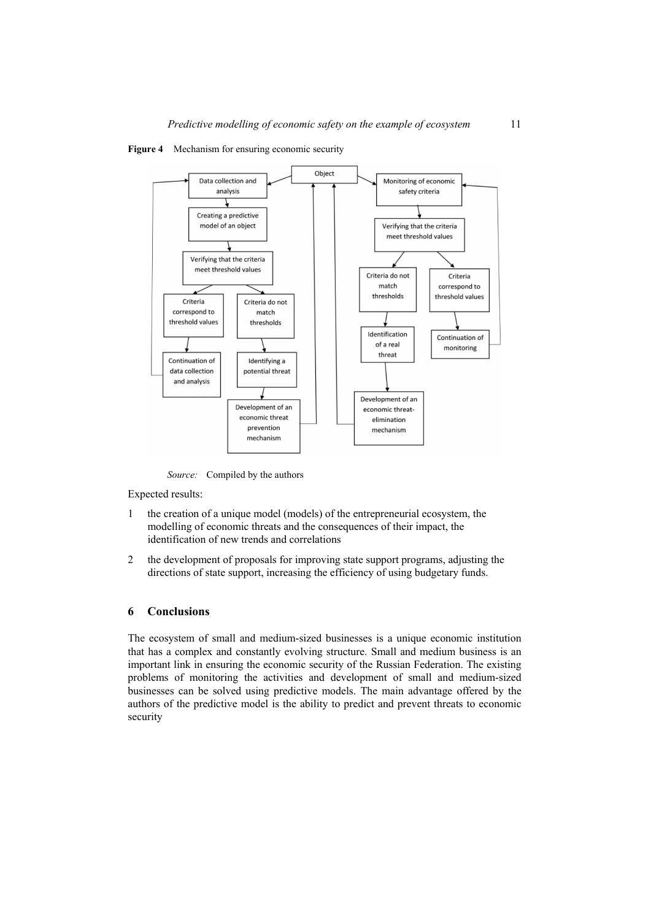**Figure 4** Mechanism for ensuring economic security

*Source:* Compiled by the authors

Expected results:

1. the creation of a unique model (models) of the entrepreneurial ecosystem, the modelling of economic threats and the consequences of their impact, the identification of new trends and correlations
2. the development of proposals for improving state support programs, adjusting the directions of state support, increasing the efficiency of using budgetary funds.

## 6 Conclusions

The ecosystem of small and medium-sized businesses is a unique economic institution that has a complex and constantly evolving structure. Small and medium business is an important link in ensuring the economic security of the Russian Federation. The existing problems of monitoring the activities and development of small and medium-sized businesses can be solved using predictive models. The main advantage offered by the authors of the predictive model is the ability to predict and prevent threats to economic security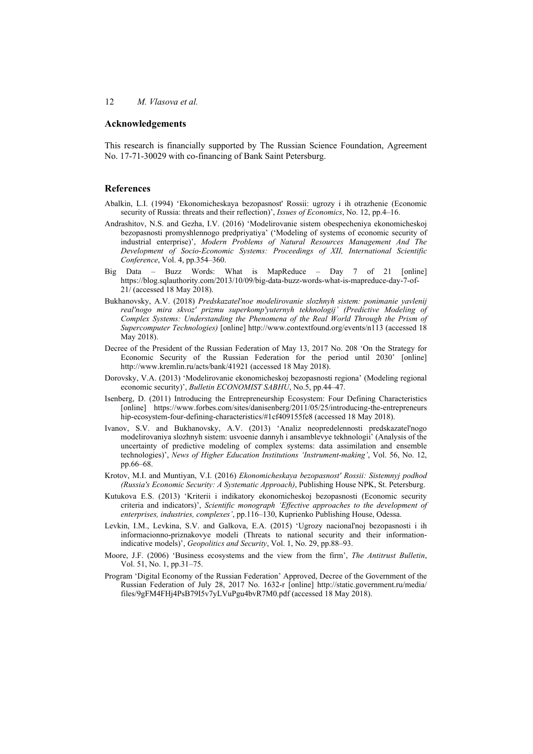## Acknowledgements

This research is financially supported by The Russian Science Foundation, Agreement No. 17-71-30029 with co-financing of Bank Saint Petersburg.

## References

Abalkin, L.I. (1994) 'Ekonomicheskaya bezopasnost' Rossii: ugrozy i ih otrazhenie (Economic security of Russia: threats and their reflection)', *Issues of Economics*, No. 12, pp.4–16.

Andrashitov, N.S. and Gezha, I.V. (2016) 'Modelirovanie sistem obespecheniya ekonomicheskoj bezopasnosti promyshlennogo predpriyatiya' ('Modeling of systems of economic security of industrial enterprise)', *Modern Problems of Natural Resources Management And The Development of Socio-Economic Systems: Proceedings of XII, International Scientific Conference*, Vol. 4, pp.354–360.

Big Data – Buzz Words: What is MapReduce – Day 7 of 21 [online] https://blog.sqlauthority.com/2013/10/09/big-data-buzz-words-what-is-mapreduce-day-7-of-21/ (accessed 18 May 2018).

Bukhanovsky, A.V. (2018) *Predskazatel'noe modelirovanie slozhnyh sistem: ponimanie yavlenij real'nogo mira skvoz' prizmu superkomp'yuternyh tekhnologij' (Predictive Modeling of Complex Systems: Understanding the Phenomena of the Real World Through the Prism of Supercomputer Technologies)* [online] http://www.contextfound.org/events/n113 (accessed 18 May 2018).

Decree of the President of the Russian Federation of May 13, 2017 No. 208 'On the Strategy for Economic Security of the Russian Federation for the period until 2030' [online] http://www.kremlin.ru/acts/bank/41921 (accessed 18 May 2018).

Dorovsky, V.A. (2013) 'Modelirovanie ekonomicheskoj bezopasnosti regiona' (Modeling regional economic security)', *Bulletin ECONOMIST SABHU*, No.5, pp.44–47.

Isenberg, D. (2011) Introducing the Entrepreneurship Ecosystem: Four Defining Characteristics [online] https://www.forbes.com/sites/danisenberg/2011/05/25/introducing-the-entrepreneurship-ecosystem-four-defining-characteristics/#1cf409155fe8 (accessed 18 May 2018).

Ivanov, S.V. and Bukhanovsky, A.V. (2013) 'Analiz neopredelennosti predskazatel'nogo modelirovaniya slozhnyh sistem: usvoenie dannyh i ansamblevye tekhnologii' (Analysis of the uncertainty of predictive modeling of complex systems: data assimilation and ensemble technologies)', *News of Higher Education Institutions 'Instrument-making'*, Vol. 56, No. 12, pp.66–68.

Krotov, M.I. and Muntiyan, V.I. (2016) *Ekonomicheskaya bezopasnost' Rossii: Sistemnyj podhod (Russia's Economic Security: A Systematic Approach)*, Publishing House NPK, St. Petersburg.

Kutukova E.S. (2013) 'Kriterii i indikatory ekonomicheskoj bezopasnosti (Economic security criteria and indicators)', *Scientific monograph 'Effective approaches to the development of enterprises, industries, complexes'*, pp.116–130, Kuprienko Publishing House, Odessa.

Levkin, I.M., Levkina, S.V. and Galkova, E.A. (2015) 'Ugrozy nacional'noj bezopasnosti i ih informacionno-priznakovye modeli (Threats to national security and their information-indicative models)', *Geopolitics and Security*, Vol. 1, No. 29, pp.88–93.

Moore, J.F. (2006) 'Business ecosystems and the view from the firm', *The Antitrust Bulletin*, Vol. 51, No. 1, pp.31–75.

Program 'Digital Economy of the Russian Federation' Approved, Decree of the Government of the Russian Federation of July 28, 2017 No. 1632-r [online] http://static.government.ru/media/files/9gFM4FHj4PsB79I5v7yLVuPgu4bvR7M0.pdf (accessed 18 May 2018).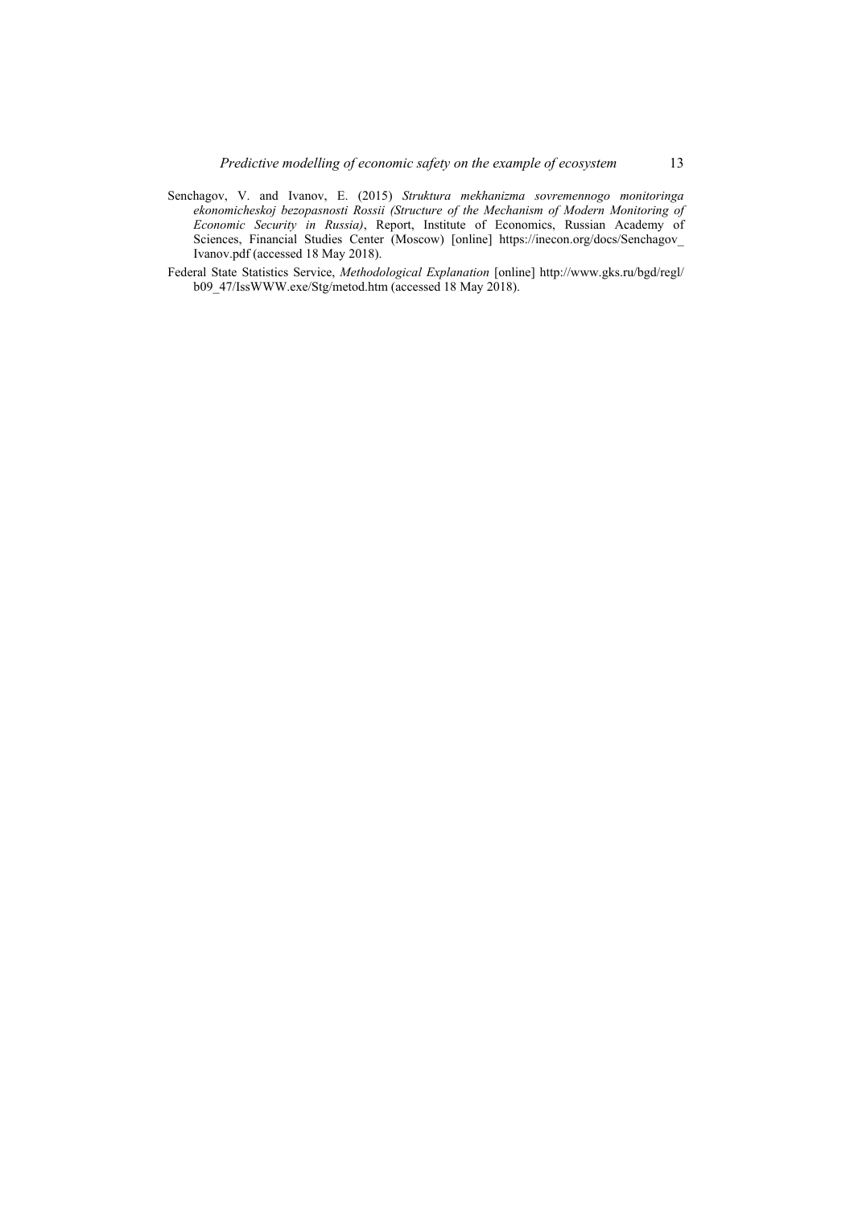Senchagov, V. and Ivanov, E. (2015) *Struktura mekhanizma sovremennogo monitoringa ekonomicheskoj bezopasnosti Rossii (Structure of the Mechanism of Modern Monitoring of Economic Security in Russia)*, Report, Institute of Economics, Russian Academy of Sciences, Financial Studies Center (Moscow) [online] https://inecon.org/docs/Senchagov_Ivanov.pdf (accessed 18 May 2018).

Federal State Statistics Service, *Methodological Explanation* [online] http://www.gks.ru/bgd/regl/b09_47/IssWWW.exe/Stg/metod.htm (accessed 18 May 2018).